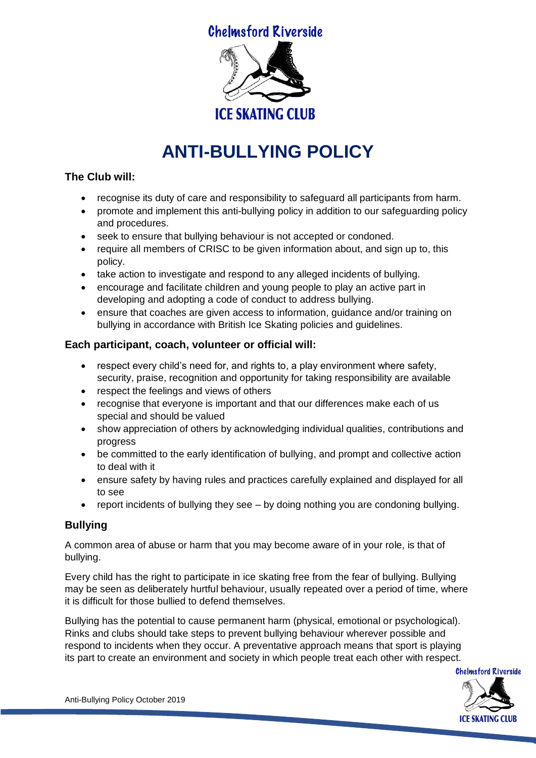Chelmsford Riverside

ICE SKATING CLUB

# ANTI-BULLYING POLICY

### The Club will:

- recognise its duty of care and responsibility to safeguard all participants from harm.
- promote and implement this anti-bullying policy in addition to our safeguarding policy and procedures.
- seek to ensure that bullying behaviour is not accepted or condoned.
- require all members of CRISC to be given information about, and sign up to, this policy.
- take action to investigate and respond to any alleged incidents of bullying.
- encourage and facilitate children and young people to play an active part in developing and adopting a code of conduct to address bullying.
- ensure that coaches are given access to information, guidance and/or training on bullying in accordance with British Ice Skating policies and guidelines.

### Each participant, coach, volunteer or official will:

- respect every child's need for, and rights to, a play environment where safety, security, praise, recognition and opportunity for taking responsibility are available
- respect the feelings and views of others
- recognise that everyone is important and that our differences make each of us special and should be valued
- show appreciation of others by acknowledging individual qualities, contributions and progress
- be committed to the early identification of bullying, and prompt and collective action to deal with it
- ensure safety by having rules and practices carefully explained and displayed for all to see
- report incidents of bullying they see – by doing nothing you are condoning bullying.

## Bullying

A common area of abuse or harm that you may become aware of in your role, is that of bullying.

Every child has the right to participate in ice skating free from the fear of bullying. Bullying may be seen as deliberately hurtful behaviour, usually repeated over a period of time, where it is difficult for those bullied to defend themselves.

Bullying has the potential to cause permanent harm (physical, emotional or psychological). Rinks and clubs should take steps to prevent bullying behaviour wherever possible and respond to incidents when they occur. A preventative approach means that sport is playing its part to create an environment and society in which people treat each other with respect.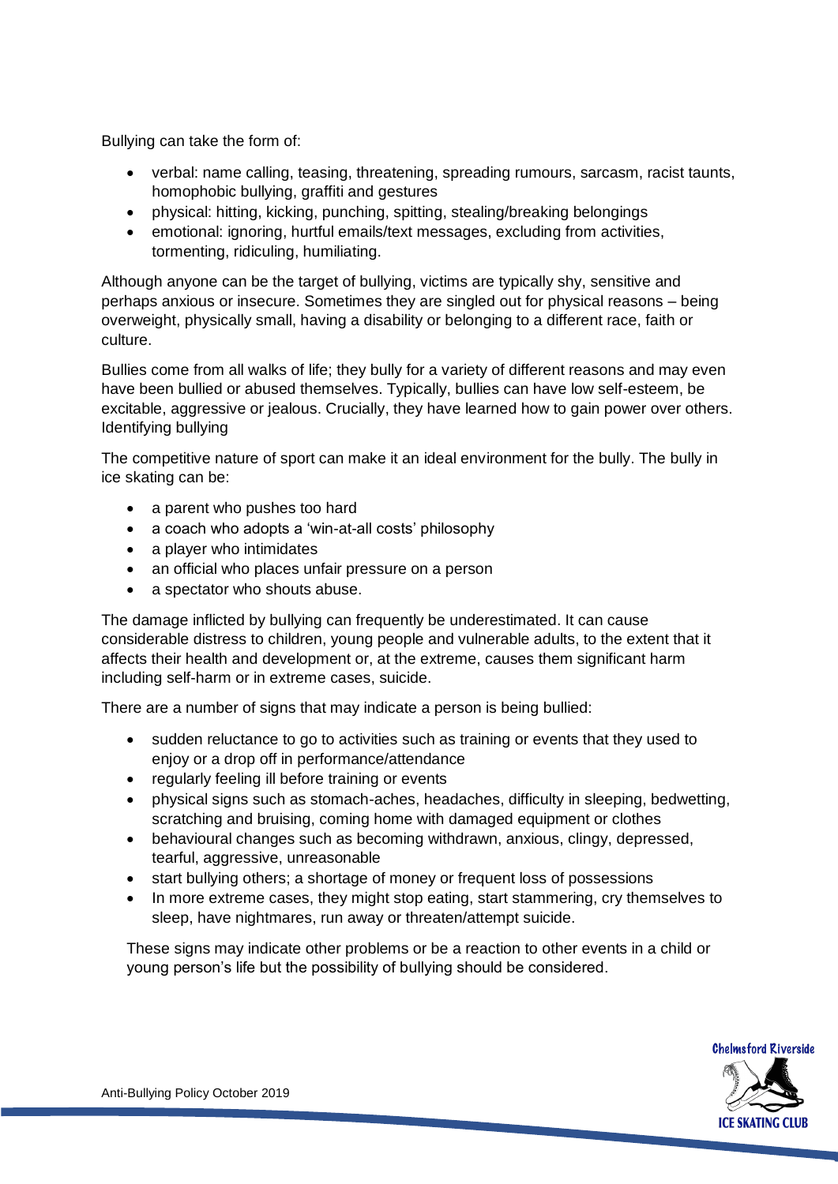Bullying can take the form of:

- verbal: name calling, teasing, threatening, spreading rumours, sarcasm, racist taunts, homophobic bullying, graffiti and gestures
- physical: hitting, kicking, punching, spitting, stealing/breaking belongings
- emotional: ignoring, hurtful emails/text messages, excluding from activities, tormenting, ridiculing, humiliating.

Although anyone can be the target of bullying, victims are typically shy, sensitive and perhaps anxious or insecure. Sometimes they are singled out for physical reasons – being overweight, physically small, having a disability or belonging to a different race, faith or culture.

Bullies come from all walks of life; they bully for a variety of different reasons and may even have been bullied or abused themselves. Typically, bullies can have low self-esteem, be excitable, aggressive or jealous. Crucially, they have learned how to gain power over others.

Identifying bullying

The competitive nature of sport can make it an ideal environment for the bully. The bully in ice skating can be:

- a parent who pushes too hard
- a coach who adopts a 'win-at-all costs' philosophy
- a player who intimidates
- an official who places unfair pressure on a person
- a spectator who shouts abuse.

The damage inflicted by bullying can frequently be underestimated. It can cause considerable distress to children, young people and vulnerable adults, to the extent that it affects their health and development or, at the extreme, causes them significant harm including self-harm or in extreme cases, suicide.

There are a number of signs that may indicate a person is being bullied:

- sudden reluctance to go to activities such as training or events that they used to enjoy or a drop off in performance/attendance
- regularly feeling ill before training or events
- physical signs such as stomach-aches, headaches, difficulty in sleeping, bedwetting, scratching and bruising, coming home with damaged equipment or clothes
- behavioural changes such as becoming withdrawn, anxious, clingy, depressed, tearful, aggressive, unreasonable
- start bullying others; a shortage of money or frequent loss of possessions
- In more extreme cases, they might stop eating, start stammering, cry themselves to sleep, have nightmares, run away or threaten/attempt suicide.

These signs may indicate other problems or be a reaction to other events in a child or young person's life but the possibility of bullying should be considered.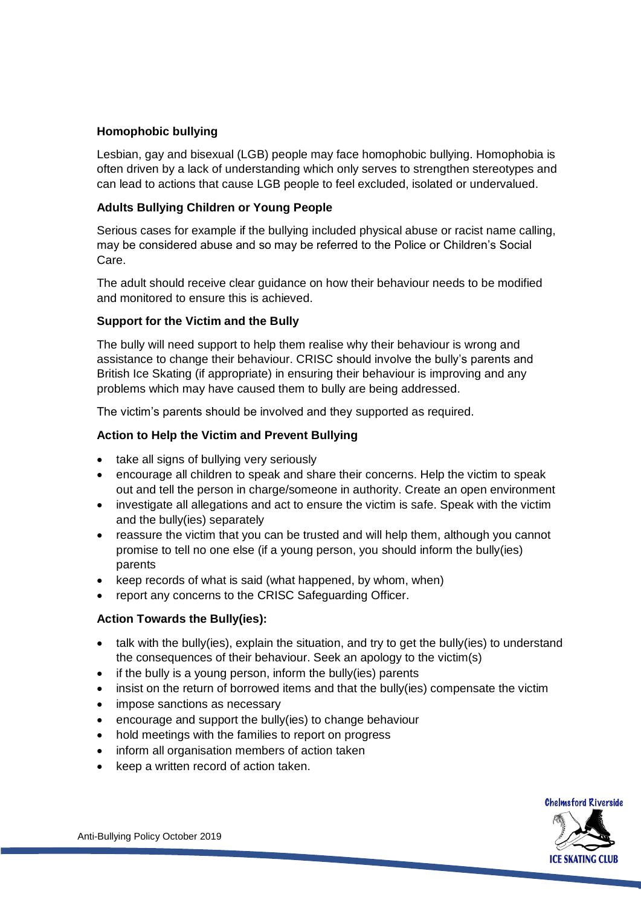**Homophobic bullying**

Lesbian, gay and bisexual (LGB) people may face homophobic bullying. Homophobia is often driven by a lack of understanding which only serves to strengthen stereotypes and can lead to actions that cause LGB people to feel excluded, isolated or undervalued.

**Adults Bullying Children or Young People**

Serious cases for example if the bullying included physical abuse or racist name calling, may be considered abuse and so may be referred to the Police or Children's Social Care.

The adult should receive clear guidance on how their behaviour needs to be modified and monitored to ensure this is achieved.

**Support for the Victim and the Bully**

The bully will need support to help them realise why their behaviour is wrong and assistance to change their behaviour. CRISC should involve the bully's parents and British Ice Skating (if appropriate) in ensuring their behaviour is improving and any problems which may have caused them to bully are being addressed.

The victim's parents should be involved and they supported as required.

**Action to Help the Victim and Prevent Bullying**

- take all signs of bullying very seriously
- encourage all children to speak and share their concerns. Help the victim to speak out and tell the person in charge/someone in authority. Create an open environment
- investigate all allegations and act to ensure the victim is safe. Speak with the victim and the bully(ies) separately
- reassure the victim that you can be trusted and will help them, although you cannot promise to tell no one else (if a young person, you should inform the bully(ies) parents
- keep records of what is said (what happened, by whom, when)
- report any concerns to the CRISC Safeguarding Officer.

**Action Towards the Bully(ies):**

- talk with the bully(ies), explain the situation, and try to get the bully(ies) to understand the consequences of their behaviour. Seek an apology to the victim(s)
- if the bully is a young person, inform the bully(ies) parents
- insist on the return of borrowed items and that the bully(ies) compensate the victim
- impose sanctions as necessary
- encourage and support the bully(ies) to change behaviour
- hold meetings with the families to report on progress
- inform all organisation members of action taken
- keep a written record of action taken.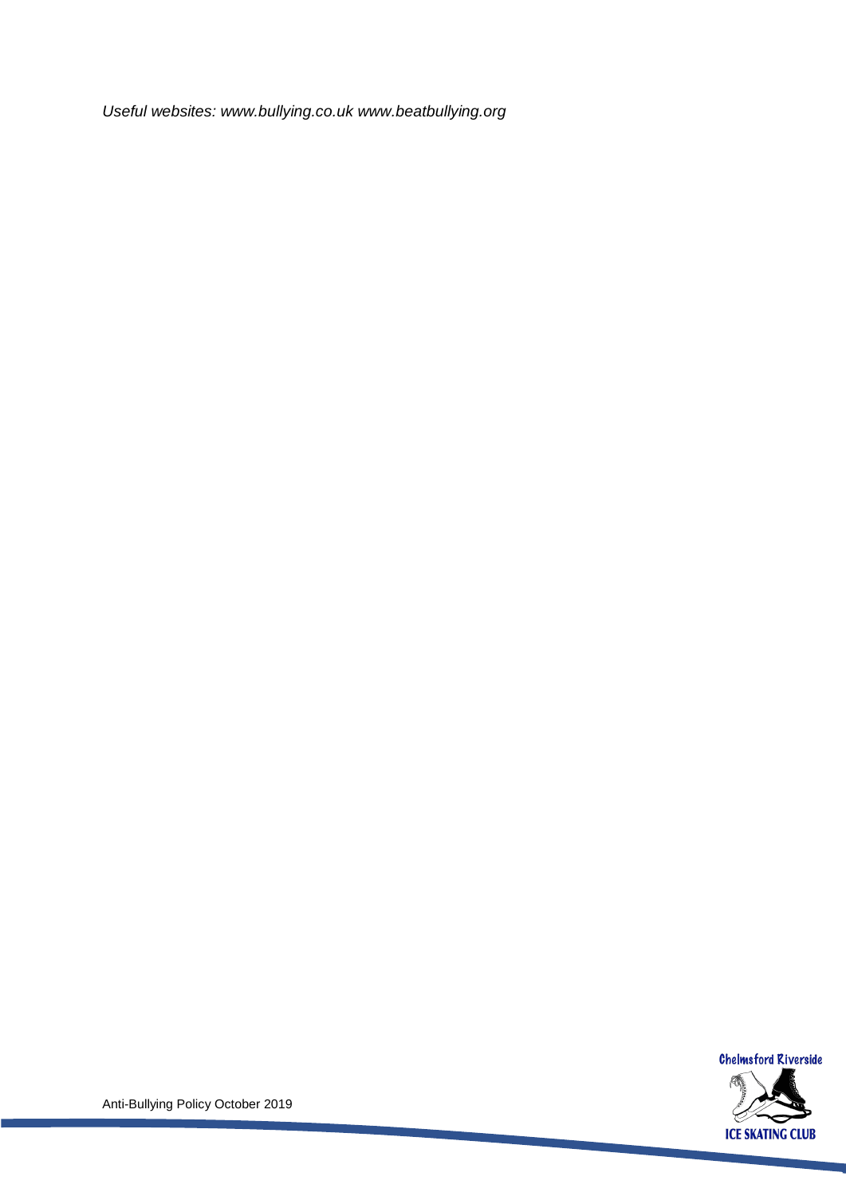*Useful websites: www.bullying.co.uk www.beatbullying.org*